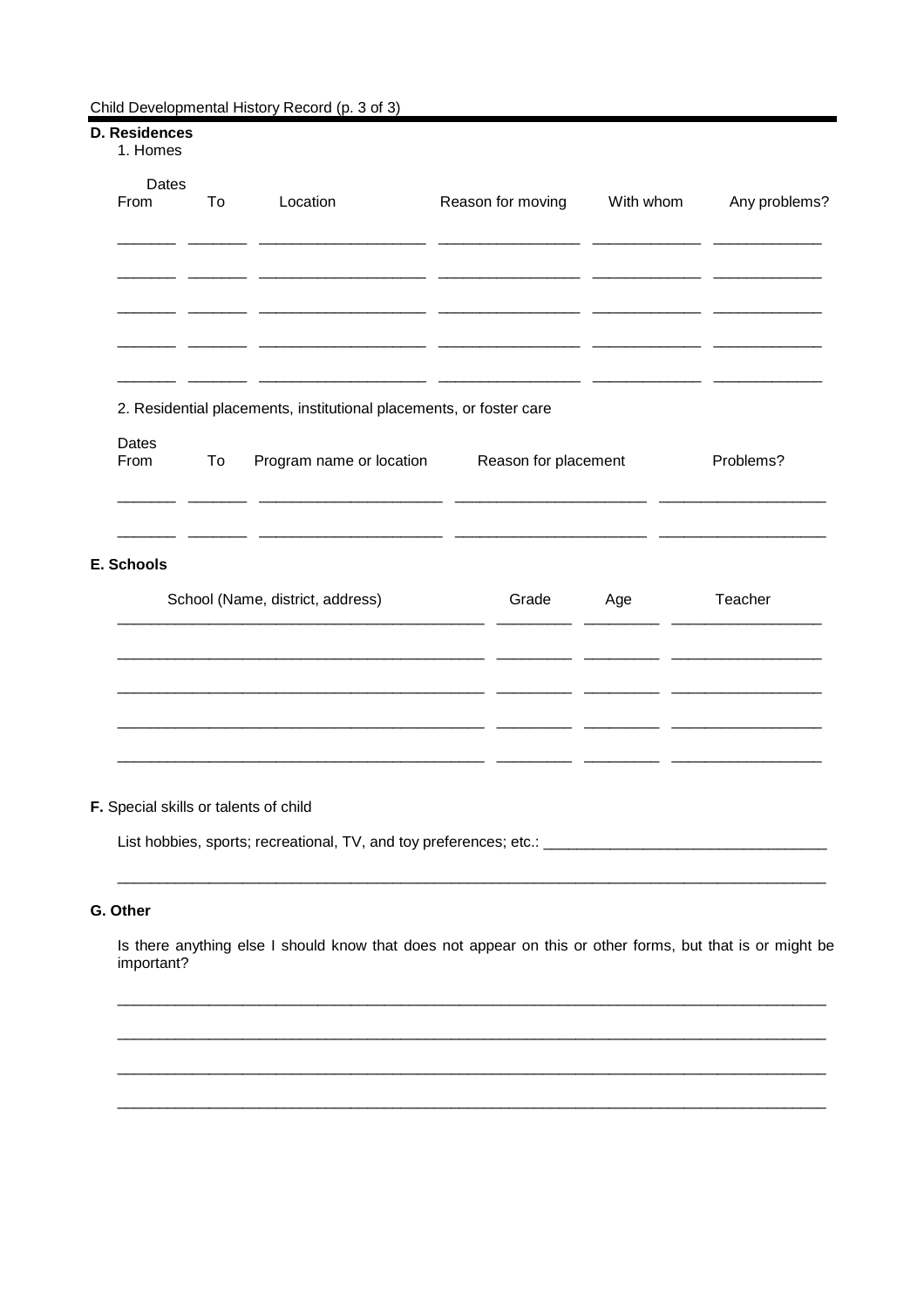Child Developmental History Record (p. 3 of 3)

**D. Residences**

1. Homes

| Dates From | To | Location | Reason for moving | With whom | Any problems? |
|---|---|---|---|---|---|
| | | | | | |
| | | | | | |
| | | | | | |
| | | | | | |
| | | | | | |

2. Residential placements, institutional placements, or foster care

| Dates From | To | Program name or location | Reason for placement | Problems? |
|---|---|---|---|---|
| | | | | |
| | | | | |

**E. Schools**

| School (Name, district, address) | Grade | Age | Teacher |
|---|---|---|---|
| | | | |
| | | | |
| | | | |
| | | | |
| | | | |

**F.** Special skills or talents of child

List hobbies, sports; recreational, TV, and toy preferences; etc.: __________________________________

__________________________________________________________________________________________

**G. Other**

Is there anything else I should know that does not appear on this or other forms, but that is or might be important?

__________________________________________________________________________________________

__________________________________________________________________________________________

__________________________________________________________________________________________

__________________________________________________________________________________________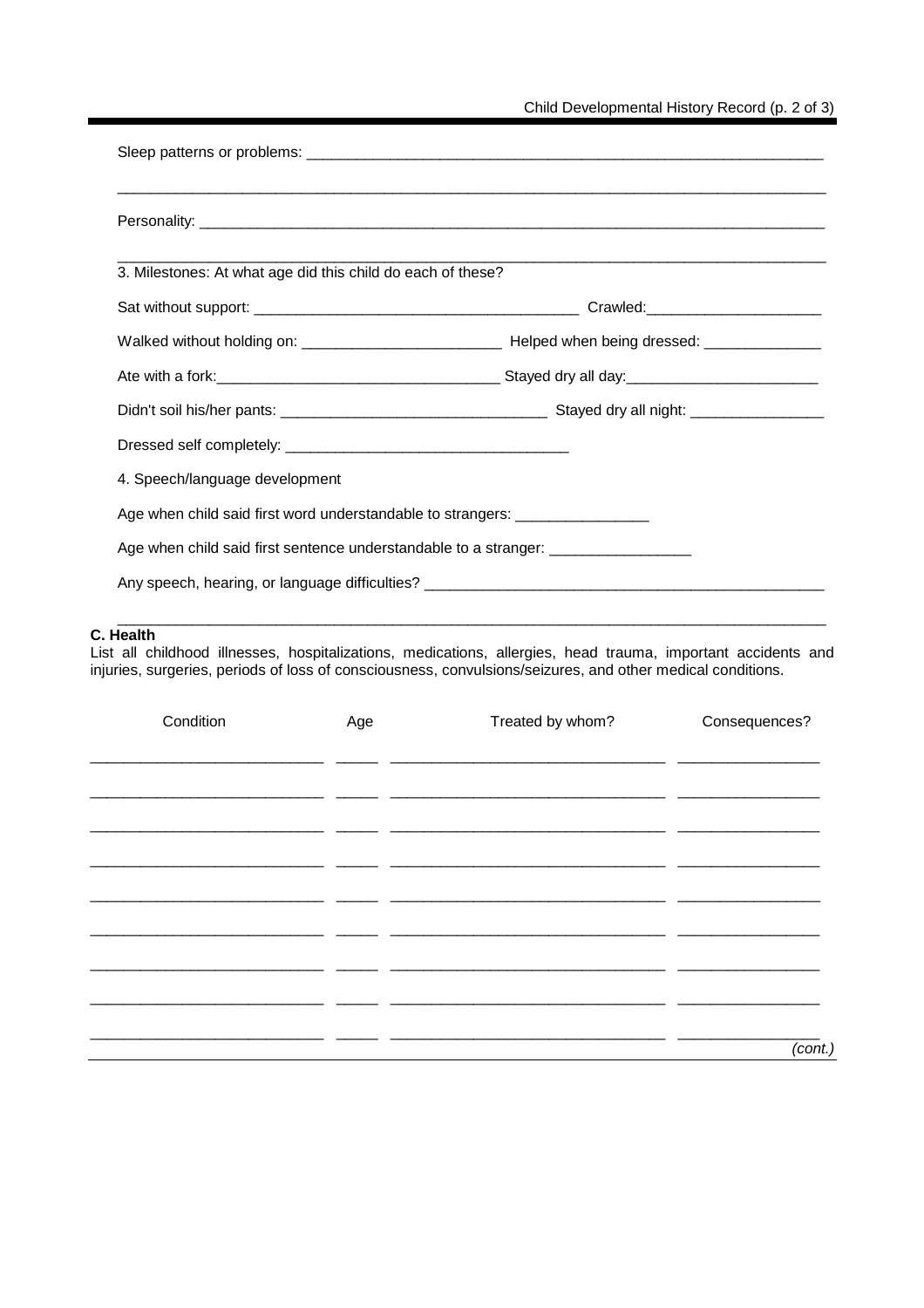Sleep patterns or problems: ____________________________________________________________

______________________________________________________________________________

Personality: ___________________________________________________________________

______________________________________________________________________________

3. Milestones: At what age did this child do each of these?

Sat without support: ______________________________________ Crawled:_____________________

Walked without holding on: ________________________ Helped when being dressed: ______________

Ate with a fork:__________________________________ Stayed dry all day:_______________________

Didn't soil his/her pants: _______________________________ Stayed dry all night: ________________

Dressed self completely: __________________________________

4. Speech/language development

Age when child said first word understandable to strangers: ________________

Age when child said first sentence understandable to a stranger: _________________

Any speech, hearing, or language difficulties? _______________________________________________

______________________________________________________________________________

**C. Health**

List all childhood illnesses, hospitalizations, medications, allergies, head trauma, important accidents and injuries, surgeries, periods of loss of consciousness, convulsions/seizures, and other medical conditions.

| Condition | Age | Treated by whom? | Consequences? |
|---|---|---|---|
| | | | |
| | | | |
| | | | |
| | | | |
| | | | |
| | | | |
| | | | |
| | | | |
| | | | |

*(cont.)*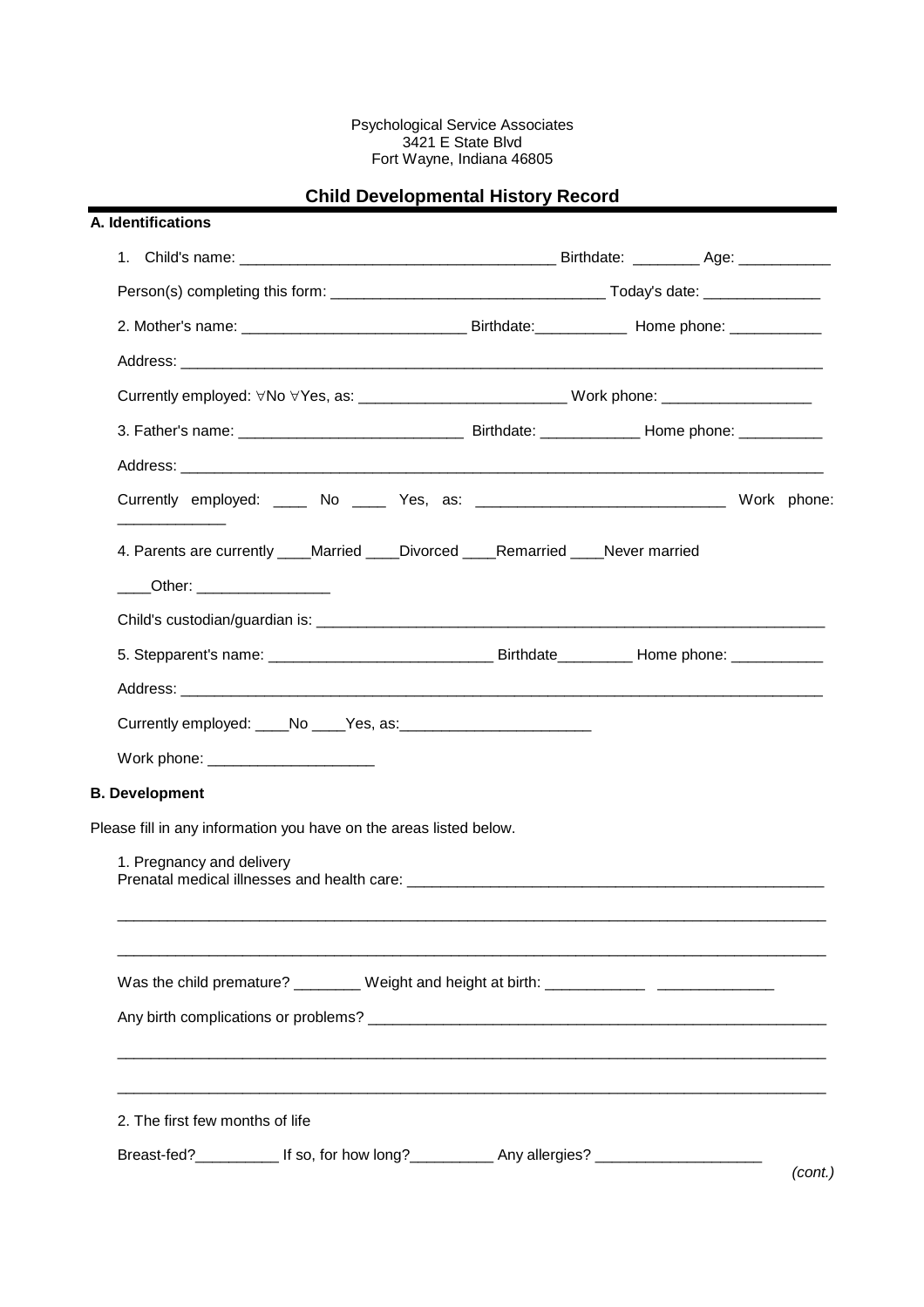Psychological Service Associates
3421 E State Blvd
Fort Wayne, Indiana 46805

## Child Developmental History Record

### A. Identifications

1. Child's name: ______________________________________ Birthdate: ________ Age: ___________

Person(s) completing this form: ________________________________ Today's date: ______________

2. Mother's name: ___________________________ Birthdate:___________ Home phone: ___________

Address: ________________________________________________________________________________

Currently employed: ∀No ∀Yes, as: _________________________ Work phone: __________________

3. Father's name: ___________________________ Birthdate: ____________ Home phone: __________

Address: ________________________________________________________________________________

Currently employed: ____ No ____ Yes, as: ______________________________ Work phone: _____________

4. Parents are currently ____Married ____Divorced ____Remarried ____Never married

____Other: ________________

Child's custodian/guardian is: ___________________________________________________________

5. Stepparent's name: ___________________________ Birthdate_________ Home phone: ___________

Address: ________________________________________________________________________________

Currently employed: ____No ____Yes, as:_______________________

Work phone: ____________________

### B. Development

Please fill in any information you have on the areas listed below.

1. Pregnancy and delivery
Prenatal medical illnesses and health care: ____________________________________________________

_________________________________________________________________________________________

_________________________________________________________________________________________

Was the child premature? ________ Weight and height at birth: ____________ ______________

Any birth complications or problems? _________________________________________________________

_________________________________________________________________________________________

_________________________________________________________________________________________

2. The first few months of life

Breast-fed?__________ If so, for how long?__________ Any allergies? ____________________

*(cont.)*